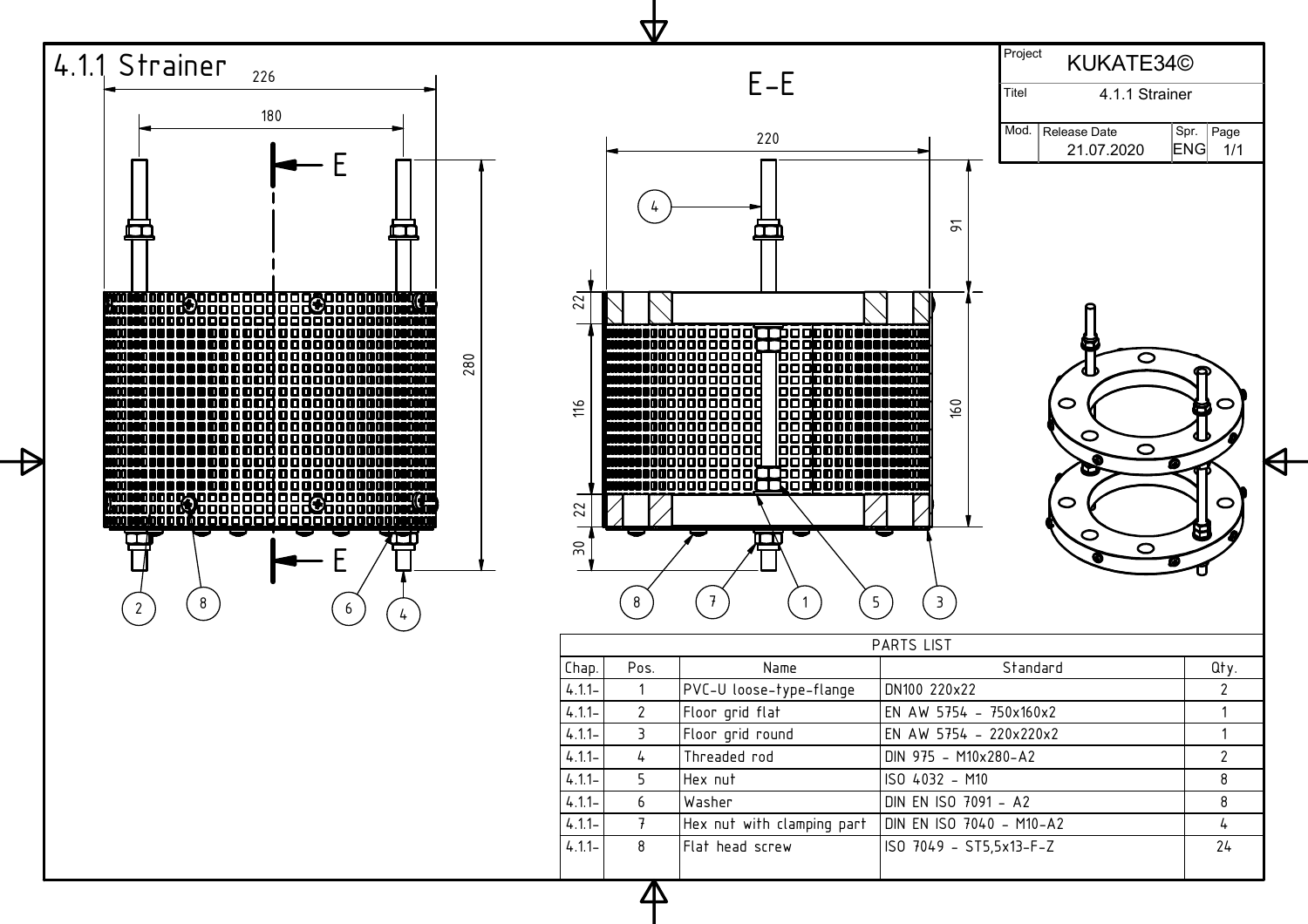# 4.1.1 Strainer

| Project | KUKATE34© |
|---|---|
| Titel | 4.1.1 Strainer |
| Mod. | Release Date 21.07.2020 |
| Spr. | ENG |
| Page | 1/1 |

E–E

PARTS LIST

| Chap. | Pos. | Name | Standard | Qty. |
|---|---|---|---|---|
| 4.1.1- | 1 | PVC-U loose-type-flange | DN100 220x22 | 2 |
| 4.1.1- | 2 | Floor grid flat | EN AW 5754 - 750x160x2 | 1 |
| 4.1.1- | 3 | Floor grid round | EN AW 5754 - 220x220x2 | 1 |
| 4.1.1- | 4 | Threaded rod | DIN 975 - M10x280-A2 | 2 |
| 4.1.1- | 5 | Hex nut | ISO 4032 - M10 | 8 |
| 4.1.1- | 6 | Washer | DIN EN ISO 7091 - A2 | 8 |
| 4.1.1- | 7 | Hex nut with clamping part | DIN EN ISO 7040 - M10-A2 | 4 |
| 4.1.1- | 8 | Flat head screw | ISO 7049 - ST5,5x13-F-Z | 24 |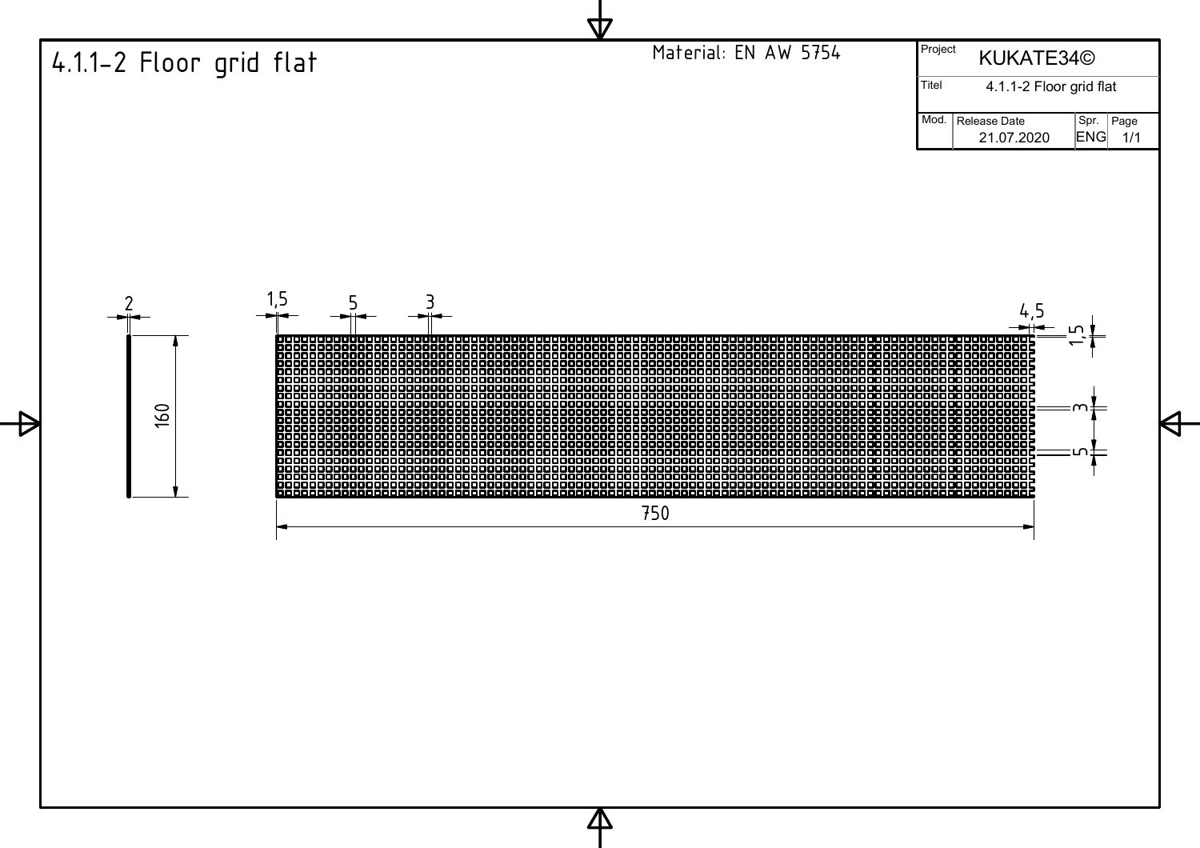# 4.1.1-2 Floor grid flat

Material: EN AW 5754

| Project | KUKATE34© | | |
|---|---|---|---|
| Titel | 4.1.1-2 Floor grid flat | | |
| Mod. | Release Date 21.07.2020 | Spr. ENG | Page 1/1 |

2

160

1,5

5

3

4,5

1,5

3

5

750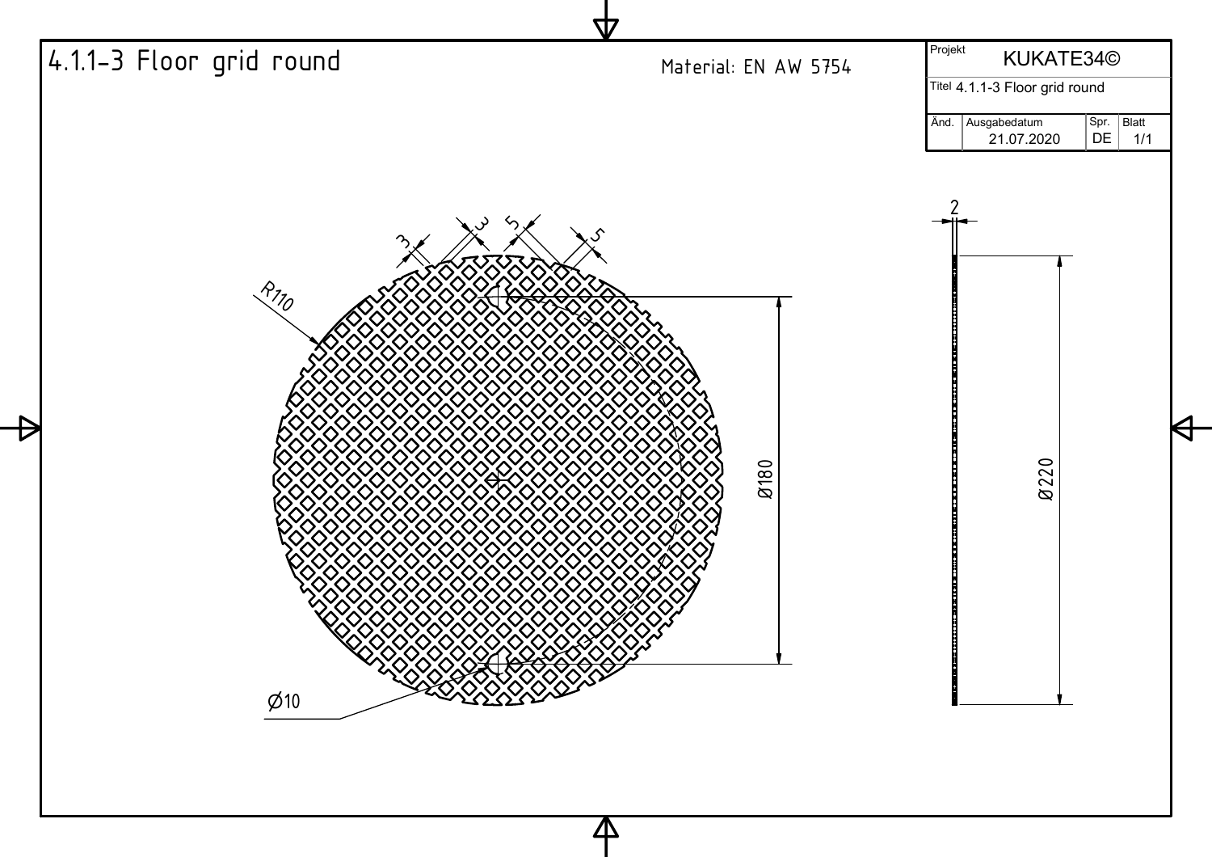# 4.1.1-3 Floor grid round

Material: EN AW 5754

| Projekt | KUKATE34© | | |
|---|---|---|---|
| Titel | 4.1.1-3 Floor grid round | | |
| Änd. | Ausgabedatum 21.07.2020 | Spr. DE | Blatt 1/1 |

R110

3 3 5 5

Ø180

Ø10

2

Ø220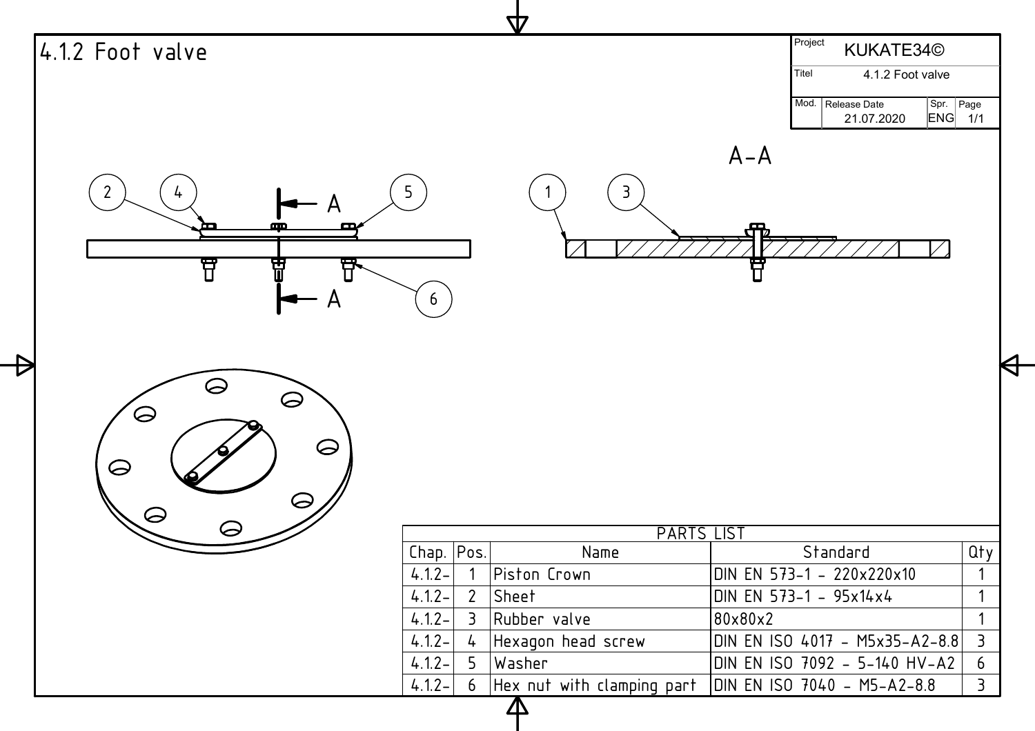# 4.1.2 Foot valve

| Project | KUKATE34© | | |
|---|---|---|---|
| Titel | 4.1.2 Foot valve | | |
| Mod. | Release Date 21.07.2020 | Spr. ENG | Page 1/1 |

A–A

PARTS LIST

| Chap. | Pos. | Name | Standard | Qty |
|---|---|---|---|---|
| 4.1.2- | 1 | Piston Crown | DIN EN 573-1 - 220x220x10 | 1 |
| 4.1.2- | 2 | Sheet | DIN EN 573-1 - 95x14x4 | 1 |
| 4.1.2- | 3 | Rubber valve | 80x80x2 | 1 |
| 4.1.2- | 4 | Hexagon head screw | DIN EN ISO 4017 - M5x35-A2-8.8 | 3 |
| 4.1.2- | 5 | Washer | DIN EN ISO 7092 - 5-140 HV-A2 | 6 |
| 4.1.2- | 6 | Hex nut with clamping part | DIN EN ISO 7040 - M5-A2-8.8 | 3 |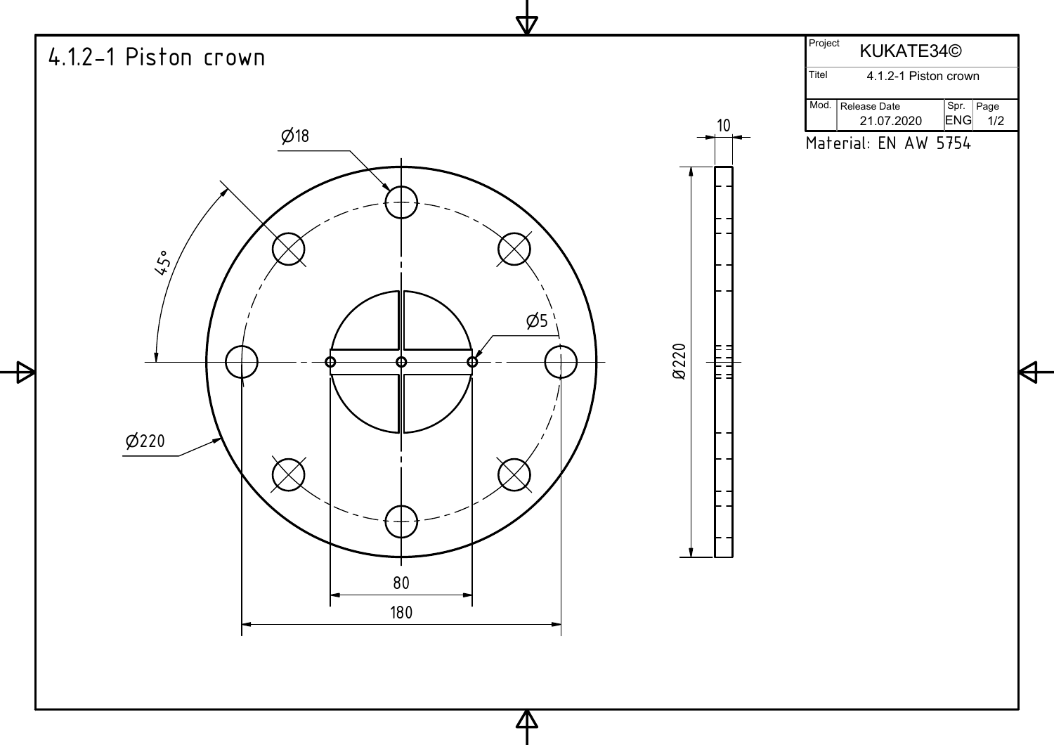# 4.1.2-1 Piston crown

| Project | KUKATE34© | | |
|---|---|---|---|
| Titel | 4.1.2-1 Piston crown | | |
| Mod. | Release Date 21.07.2020 | Spr. ENG | Page 1/2 |

Material: EN AW 5754

Ø18

45°

Ø5

Ø220

80

180

10

Ø220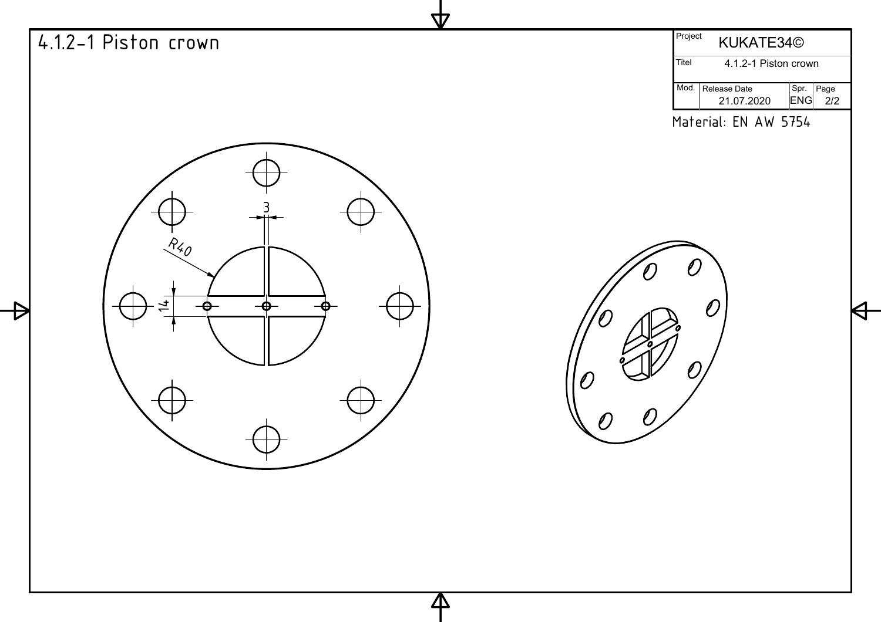# 4.1.2-1 Piston crown

| Project | KUKATE34© | | |
|---|---|---|---|
| Titel | 4.1.2-1 Piston crown | | |
| Mod. | Release Date 21.07.2020 | Spr. ENG | Page 2/2 |

Material: EN AW 5754

3

R40

14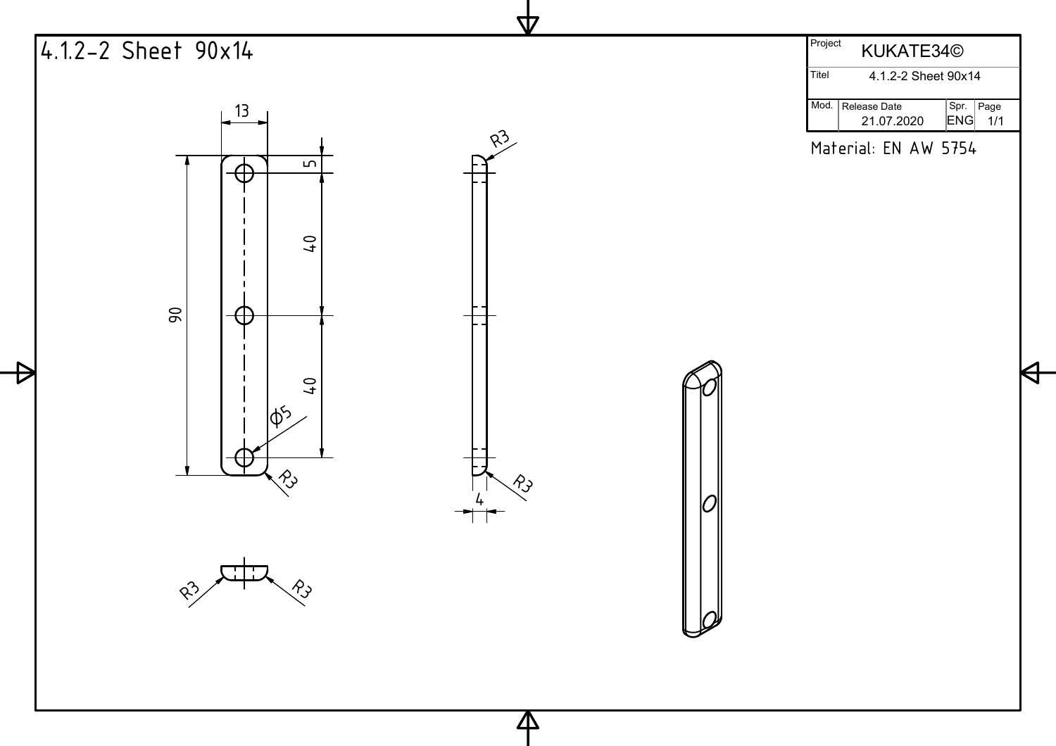# 4.1.2-2 Sheet 90x14

| Project | KUKATE34© | | |
|---|---|---|---|
| Titel | 4.1.2-2 Sheet 90x14 | | |
| Mod. | Release Date 21.07.2020 | Spr. ENG | Page 1/1 |

Material: EN AW 5754

13

5

40

90

40

Ø5

R3

R3

R3

4

R3

R3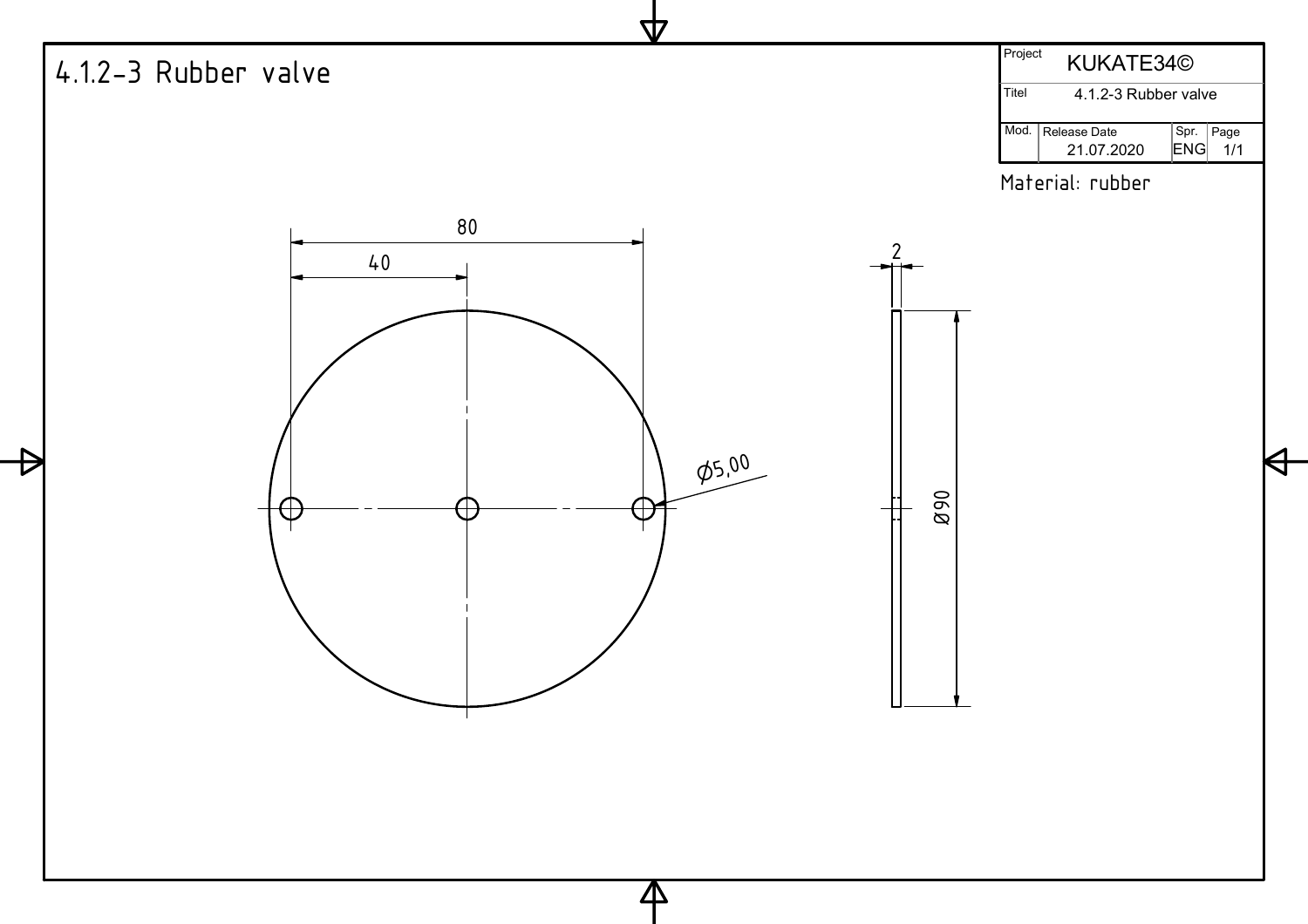# 4.1.2-3 Rubber valve

| Project | KUKATE34© | | |
|---|---|---|---|
| Titel | 4.1.2-3 Rubber valve | | |
| Mod. | Release Date 21.07.2020 | Spr. ENG | Page 1/1 |

Material: rubber

80

40

Ø5,00

2

Ø90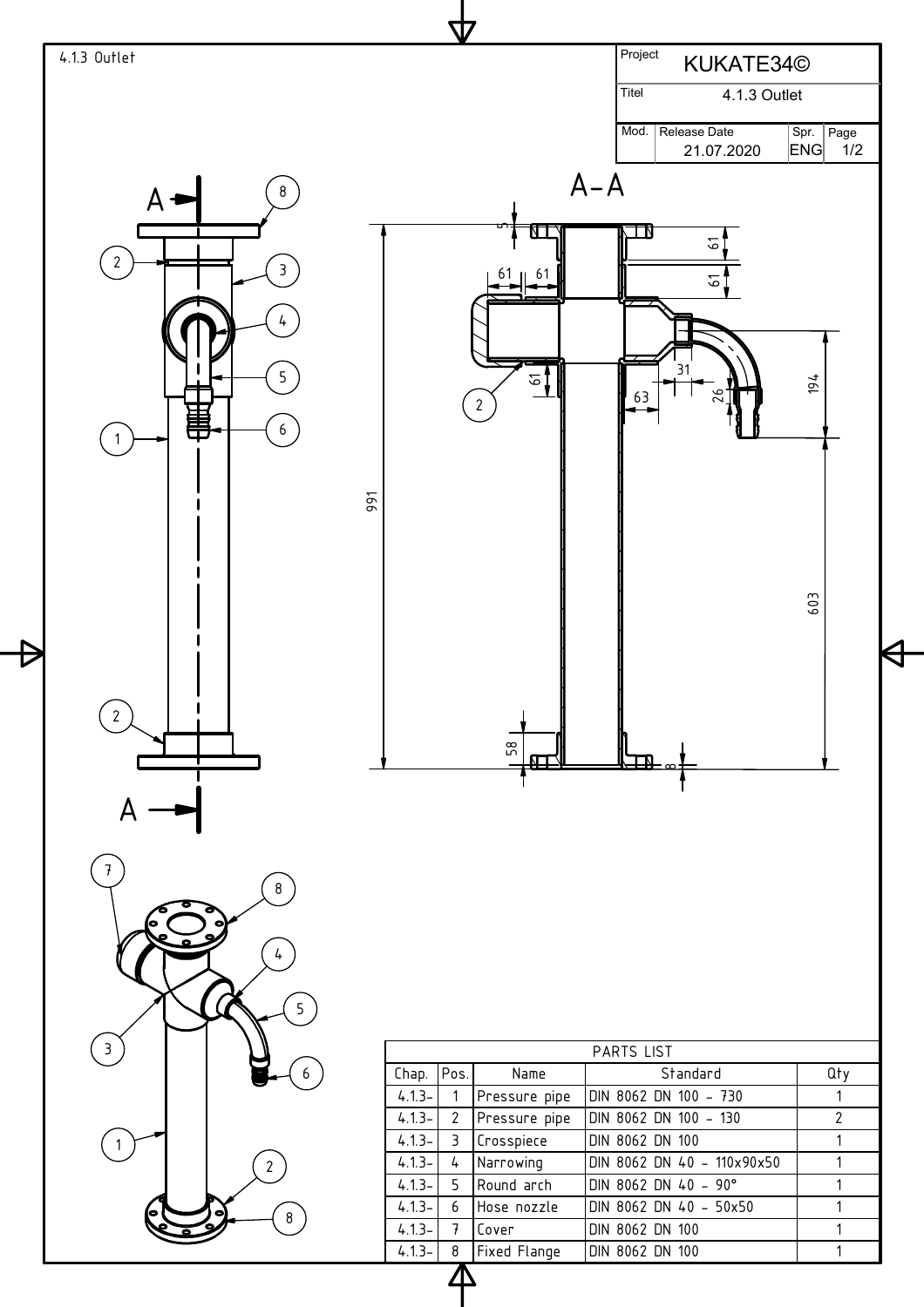4.1.3 Outlet

| Project | KUKATE34© | | |
|---|---|---|---|
| Titel | 4.1.3 Outlet | | |
| Mod. | Release Date 21.07.2020 | Spr. ENG | Page 1/2 |

A-A

| PARTS LIST | | | | |
|---|---|---|---|---|
| Chap. | Pos. | Name | Standard | Qty |
| 4.1.3- | 1 | Pressure pipe | DIN 8062 DN 100 - 730 | 1 |
| 4.1.3- | 2 | Pressure pipe | DIN 8062 DN 100 - 130 | 2 |
| 4.1.3- | 3 | Crosspiece | DIN 8062 DN 100 | 1 |
| 4.1.3- | 4 | Narrowing | DIN 8062 DN 40 - 110x90x50 | 1 |
| 4.1.3- | 5 | Round arch | DIN 8062 DN 40 - 90° | 1 |
| 4.1.3- | 6 | Hose nozzle | DIN 8062 DN 40 - 50x50 | 1 |
| 4.1.3- | 7 | Cover | DIN 8062 DN 100 | 1 |
| 4.1.3- | 8 | Fixed Flange | DIN 8062 DN 100 | 1 |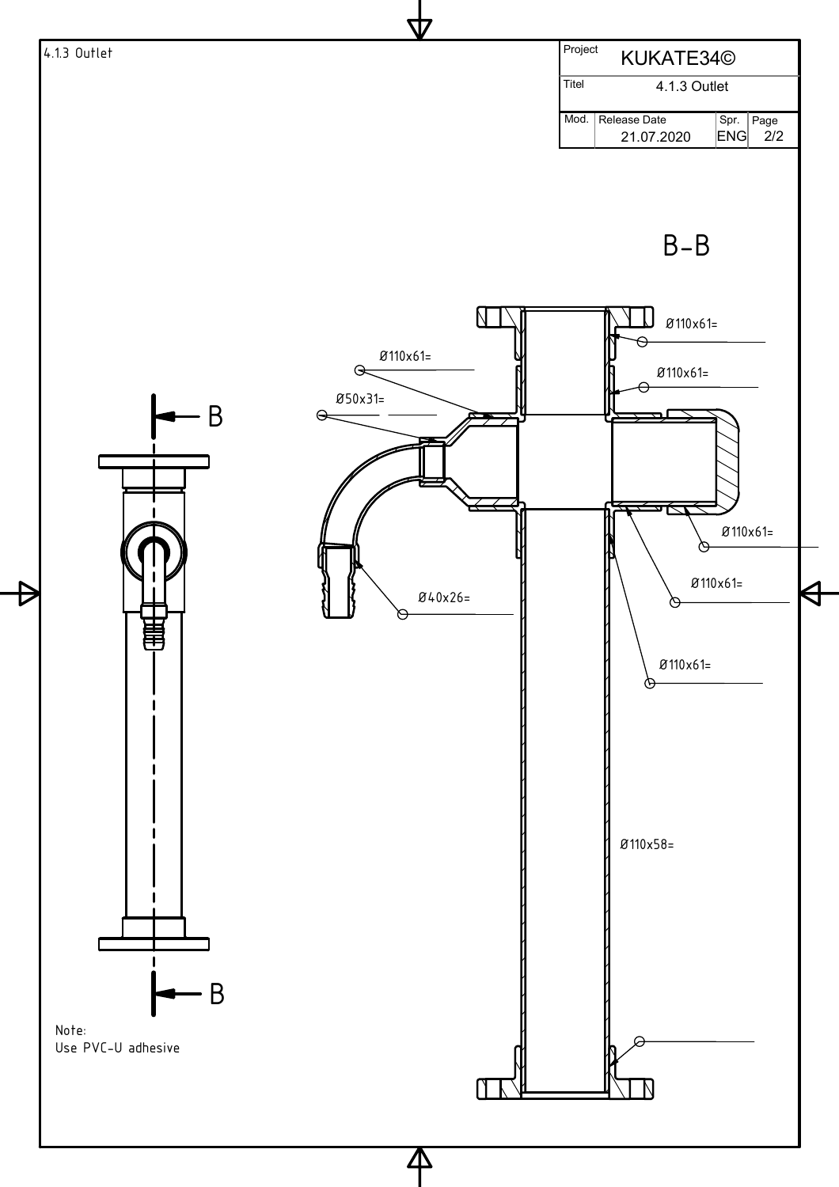4.1.3 Outlet

| Project | KUKATE34© | | |
|---|---|---|---|
| Titel | 4.1.3 Outlet | | |
| Mod. | Release Date 21.07.2020 | Spr. ENG | Page 2/2 |

B-B

Ø110x61=

Ø110x61=

Ø110x61=

Ø50x31=

Ø110x61=

Ø110x61=

Ø40x26=

Ø110x61=

Ø110x58=

B

B

Note:
Use PVC-U adhesive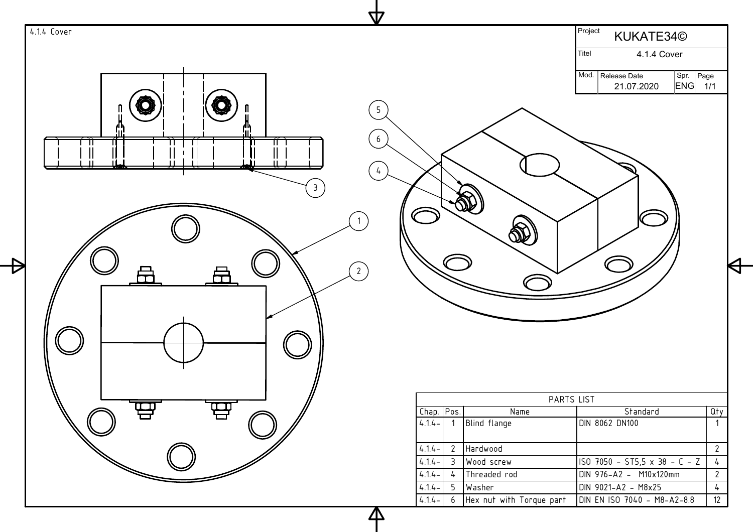4.1.4 Cover

| Project | KUKATE34© | | |
|---|---|---|---|
| Titel | 4.1.4 Cover | | |
| Mod. | Release Date 21.07.2020 | Spr. ENG | Page 1/1 |

| PARTS LIST | | | | |
|---|---|---|---|---|
| Chap. | Pos. | Name | Standard | Qty |
| 4.1.4- | 1 | Blind flange | DIN 8062 DN100 | 1 |
| 4.1.4- | 2 | Hardwood | | 2 |
| 4.1.4- | 3 | Wood screw | ISO 7050 - ST5,5 x 38 - C - Z | 4 |
| 4.1.4- | 4 | Threaded rod | DIN 976-A2 - M10x120mm | 2 |
| 4.1.4- | 5 | Washer | DIN 9021-A2 - M8x25 | 4 |
| 4.1.4- | 6 | Hex nut with Torque part | DIN EN ISO 7040 - M8-A2-8.8 | 12 |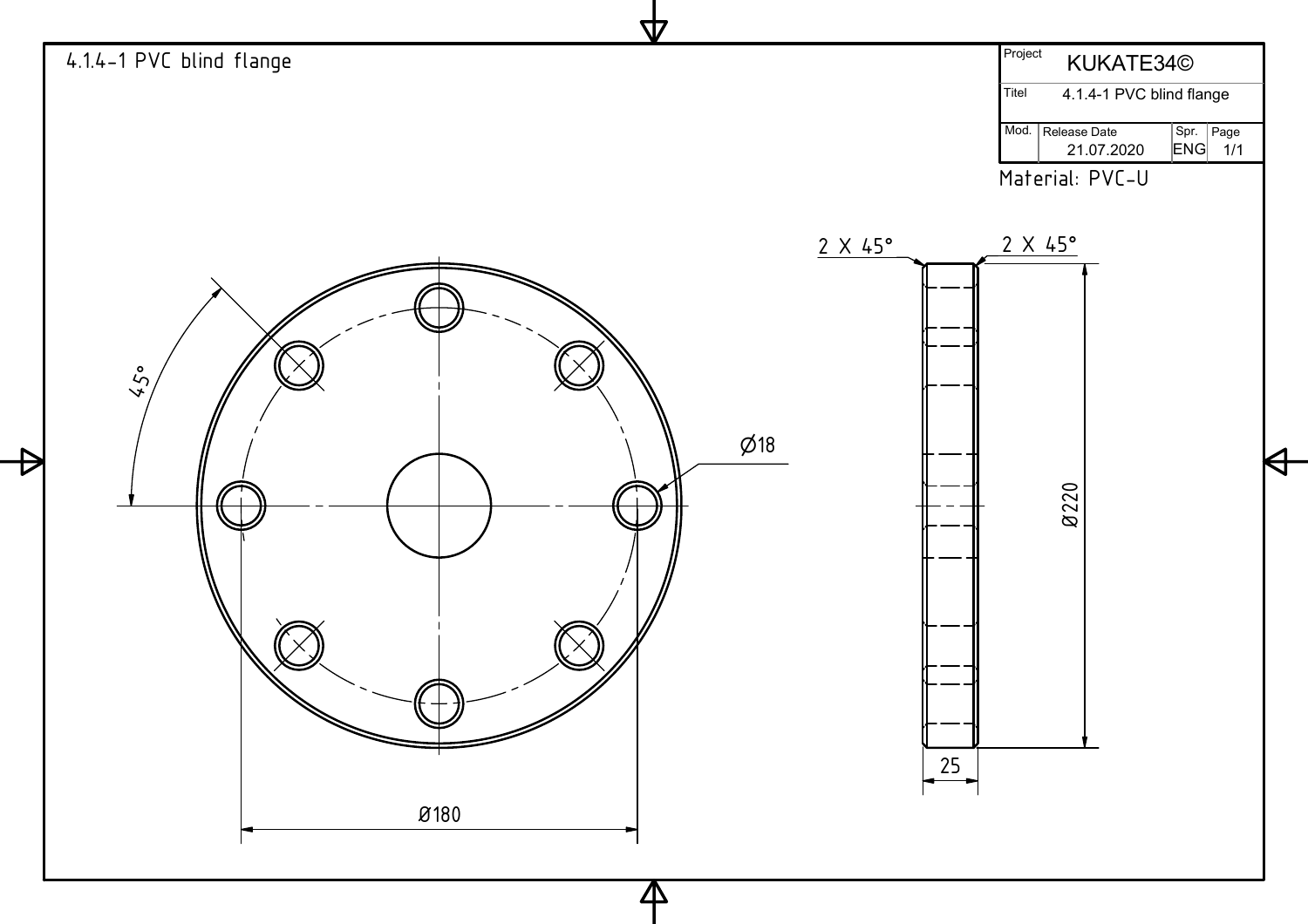# 4.1.4-1 PVC blind flange

| Project | KUKATE34© | | |
|---|---|---|---|
| Titel | 4.1.4-1 PVC blind flange | | |
| Mod. | Release Date 21.07.2020 | Spr. ENG | Page 1/1 |

Material: PVC-U

2 X 45°

2 X 45°

45°

Ø18

Ø220

Ø180

25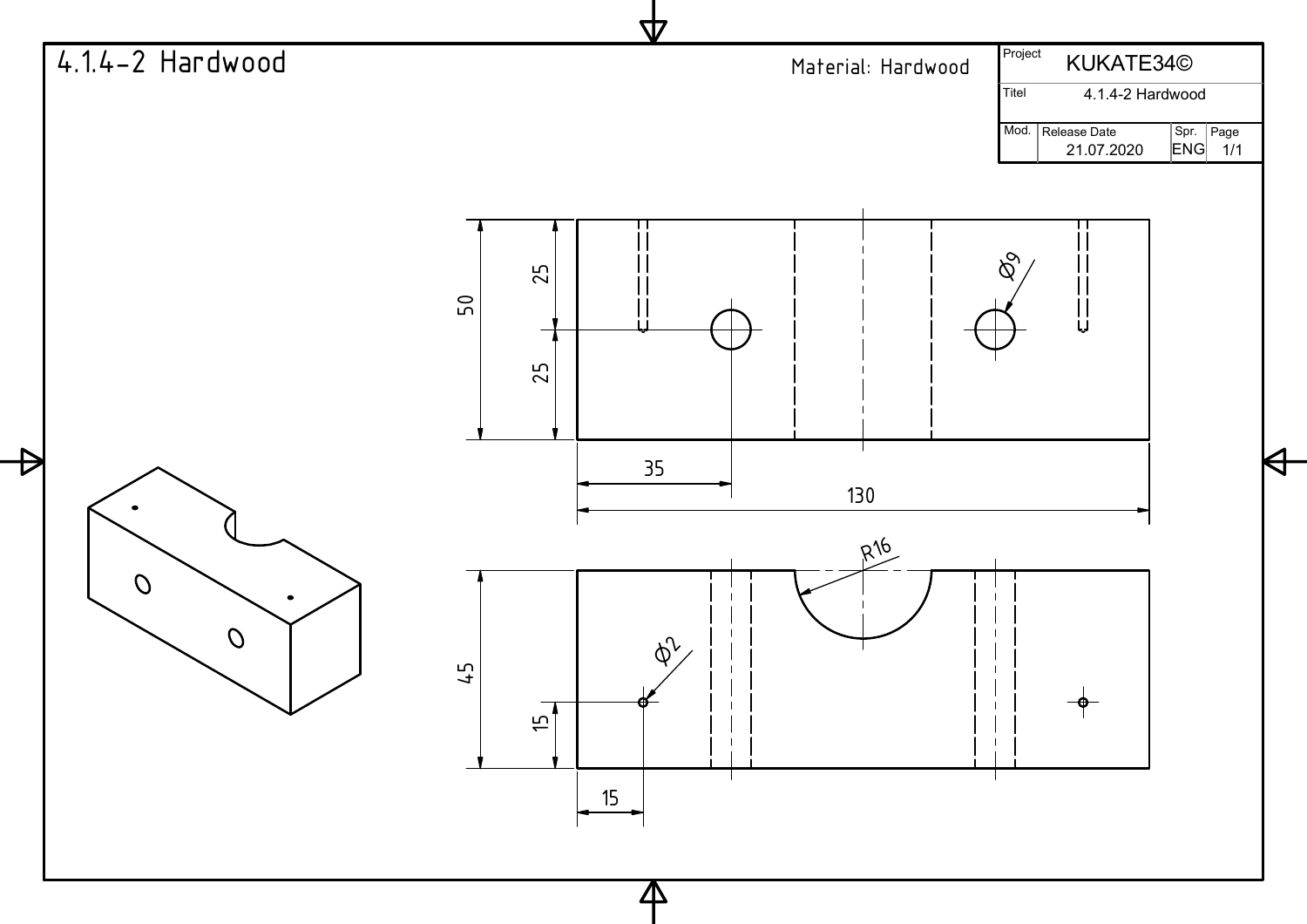# 4.1.4-2 Hardwood

Material: Hardwood

| Project | KUKATE34© | | |
|---|---|---|---|
| Titel | 4.1.4-2 Hardwood | | |
| Mod. | Release Date 21.07.2020 | Spr. ENG | Page 1/1 |

50

25

25

35

130

Ø9

R16

45

15

15

Ø2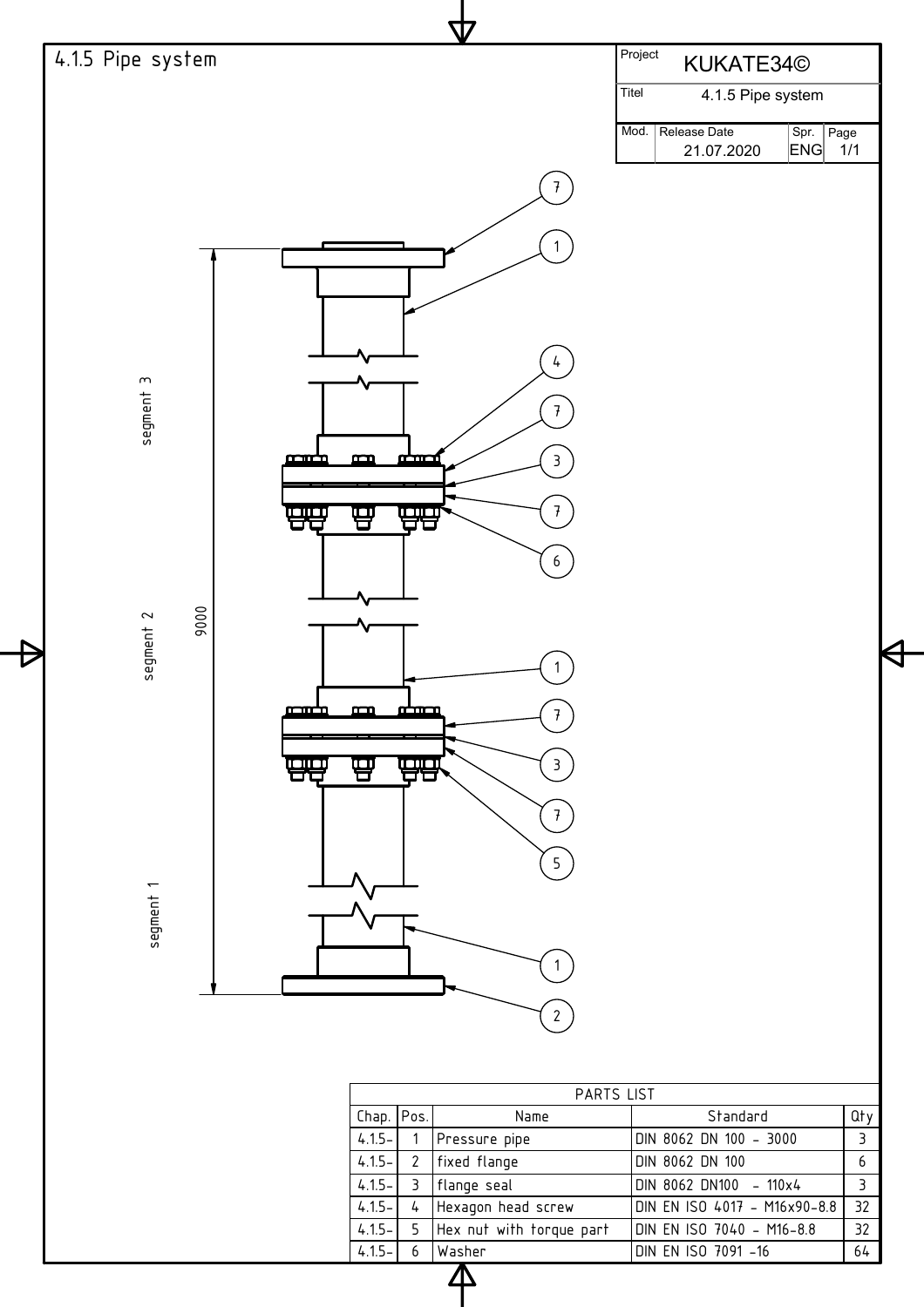# 4.1.5 Pipe system

| Project | KUKATE34© | | |
|---|---|---|---|
| Titel | 4.1.5 Pipe system | | |
| Mod. | Release Date 21.07.2020 | Spr. ENG | Page 1/1 |

segment 3

segment 2

segment 1

9000

7 1 4 7 3 7 6 1 7 3 7 5 1 2

| PARTS LIST | | | | |
|---|---|---|---|---|
| Chap. | Pos. | Name | Standard | Qty |
| 4.1.5- | 1 | Pressure pipe | DIN 8062 DN 100 - 3000 | 3 |
| 4.1.5- | 2 | fixed flange | DIN 8062 DN 100 | 6 |
| 4.1.5- | 3 | flange seal | DIN 8062 DN100 - 110x4 | 3 |
| 4.1.5- | 4 | Hexagon head screw | DIN EN ISO 4017 - M16x90-8.8 | 32 |
| 4.1.5- | 5 | Hex nut with torque part | DIN EN ISO 7040 - M16-8.8 | 32 |
| 4.1.5- | 6 | Washer | DIN EN ISO 7091 -16 | 64 |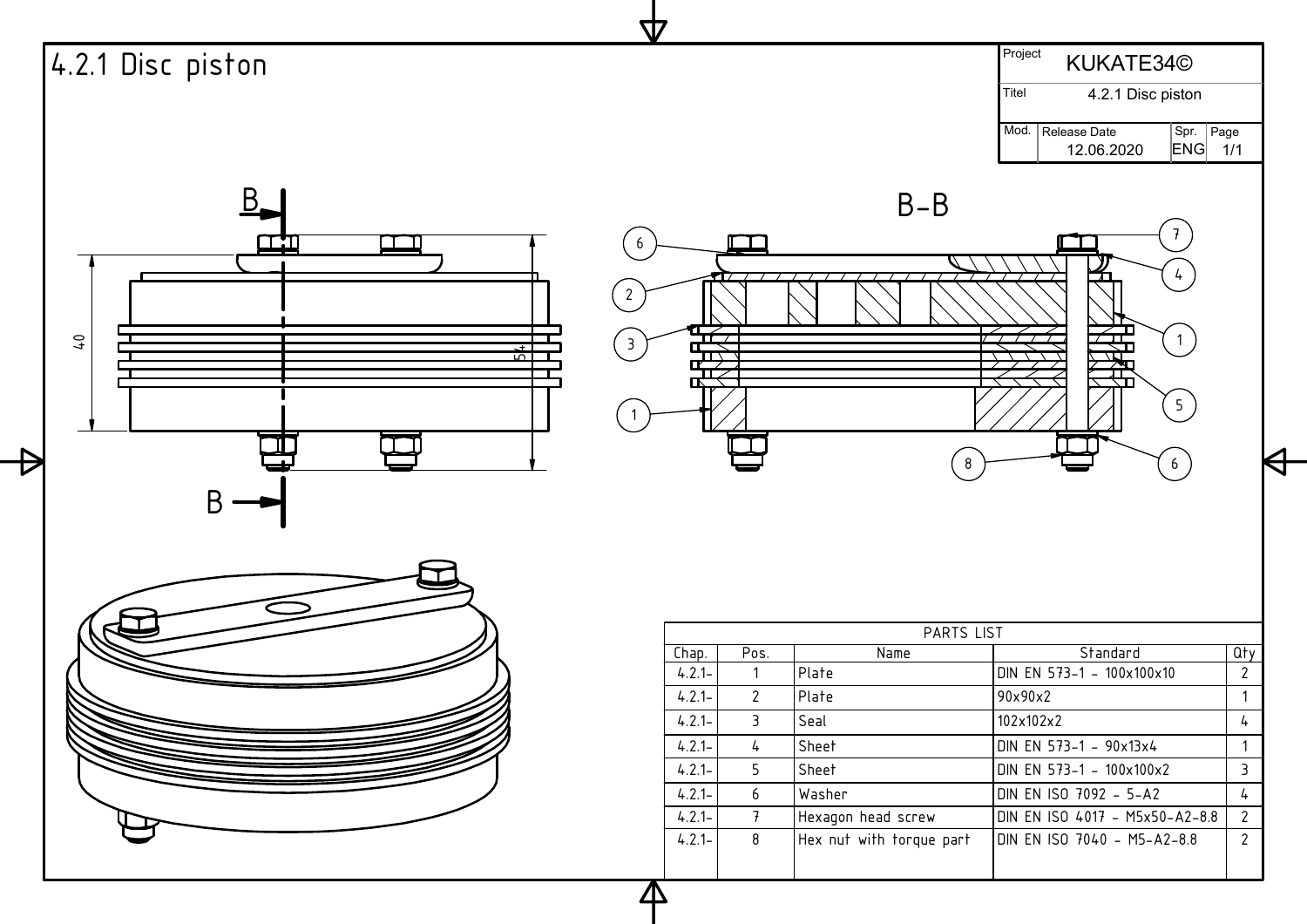# 4.2.1 Disc piston

| Project | KUKATE34© | | |
|---|---|---|---|
| Titel | 4.2.1 Disc piston | | |
| Mod. | Release Date 12.06.2020 | Spr. ENG | Page 1/1 |

B-B

PARTS LIST

| Chap. | Pos. | Name | Standard | Qty |
|---|---|---|---|---|
| 4.2.1- | 1 | Plate | DIN EN 573-1 - 100x100x10 | 2 |
| 4.2.1- | 2 | Plate | 90x90x2 | 1 |
| 4.2.1- | 3 | Seal | 102x102x2 | 4 |
| 4.2.1- | 4 | Sheet | DIN EN 573-1 - 90x13x4 | 1 |
| 4.2.1- | 5 | Sheet | DIN EN 573-1 - 100x100x2 | 3 |
| 4.2.1- | 6 | Washer | DIN EN ISO 7092 - 5-A2 | 4 |
| 4.2.1- | 7 | Hexagon head screw | DIN EN ISO 4017 - M5x50-A2-8.8 | 2 |
| 4.2.1- | 8 | Hex nut with torque part | DIN EN ISO 7040 - M5-A2-8.8 | 2 |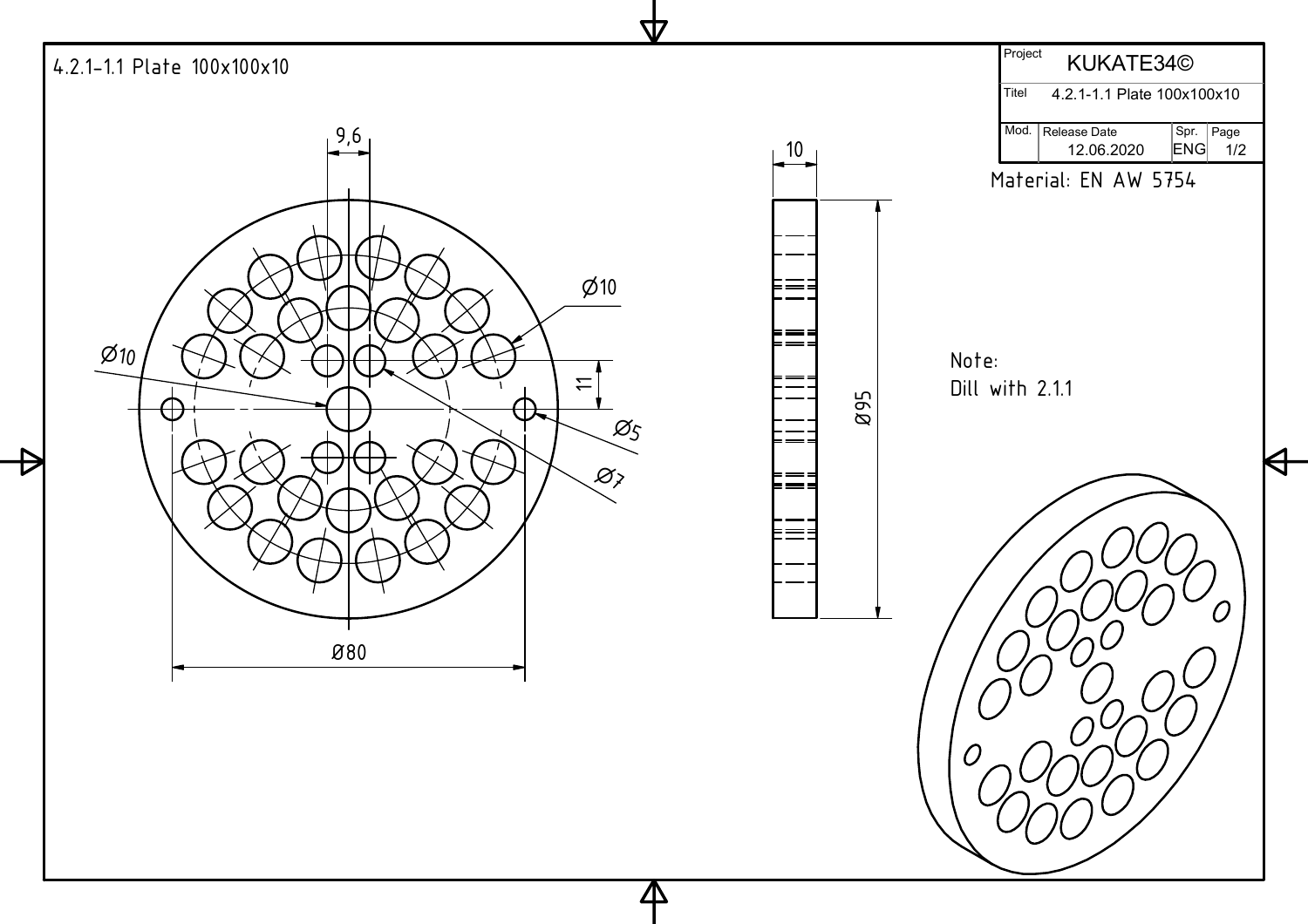4.2.1-1.1 Plate 100x100x10

| Project | KUKATE34© | | |
| --- | --- | --- | --- |
| Titel | 4.2.1-1.1 Plate 100x100x10 | | |
| Mod. | Release Date 12.06.2020 | Spr. ENG | Page 1/2 |

Material: EN AW 5754

9,6

Ø10

Ø10

11

Ø5

Ø7

Ø80

10

Ø95

Note:
Dill with 2.1.1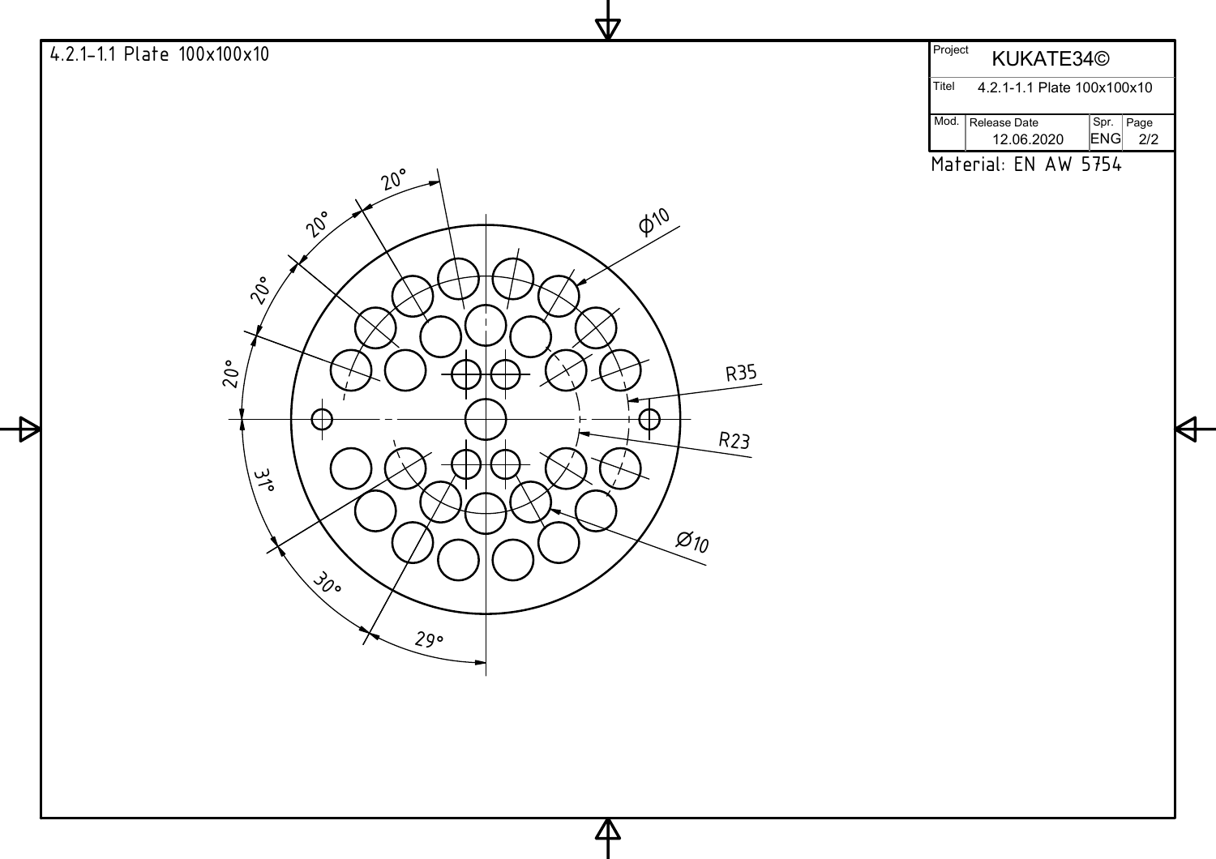4.2.1-1.1 Plate 100x100x10

| Project | KUKATE34© | | |
|---|---|---|---|
| Titel | 4.2.1-1.1 Plate 100x100x10 | | |
| Mod. | Release Date 12.06.2020 | Spr. ENG | Page 2/2 |

Material: EN AW 5754

20°

20°

20°

20°

Ø10

R35

R23

31°

30°

29°

Ø10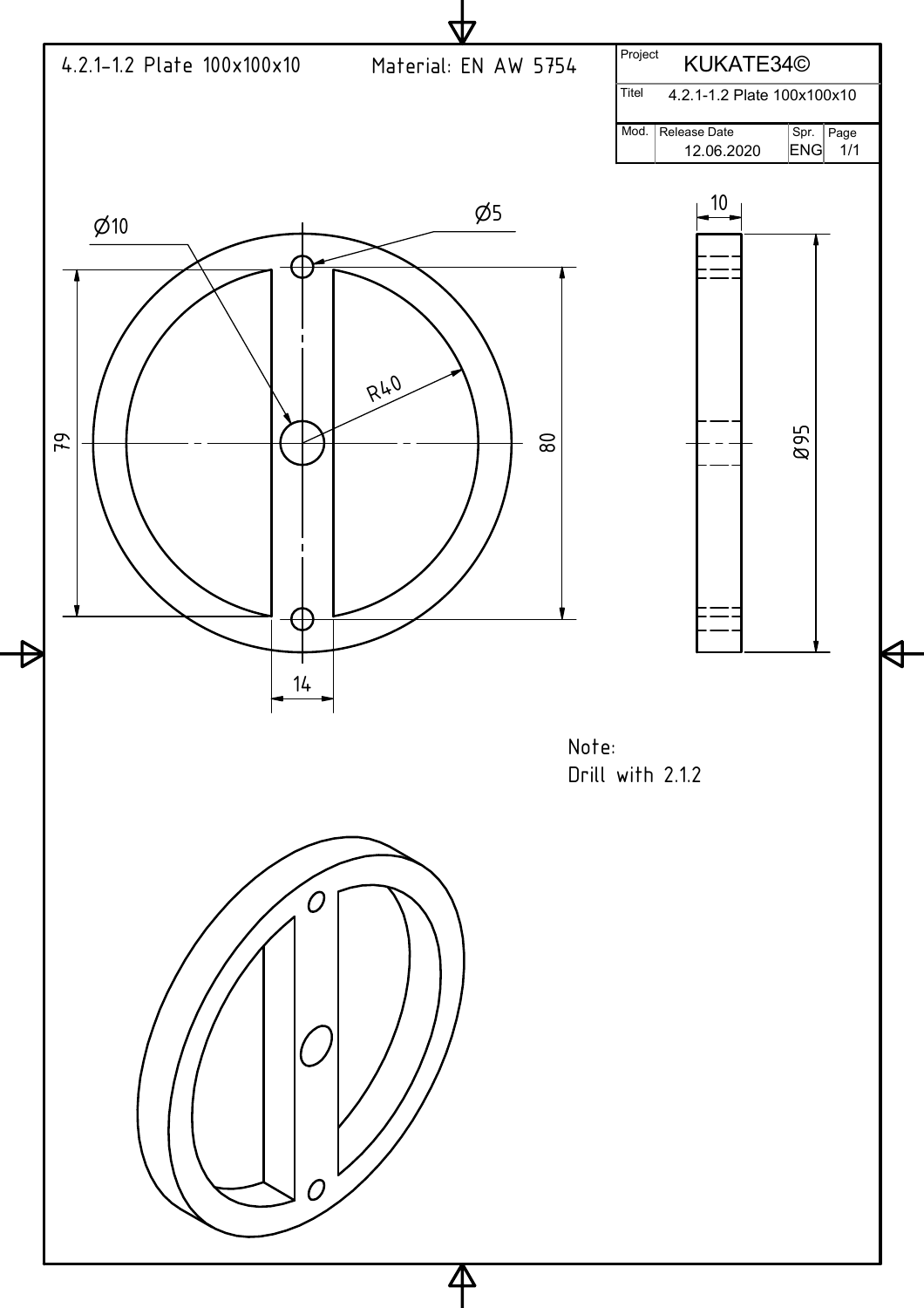4.2.1-1.2 Plate 100x100x10 Material: EN AW 5754

| Project | KUKATE34© | | |
| --- | --- | --- | --- |
| Titel | 4.2.1-1.2 Plate 100x100x10 | | |
| Mod. | Release Date 12.06.2020 | Spr. ENG | Page 1/1 |

Ø10

Ø5

R40

79

80

14

10

Ø95

Note:
Drill with 2.1.2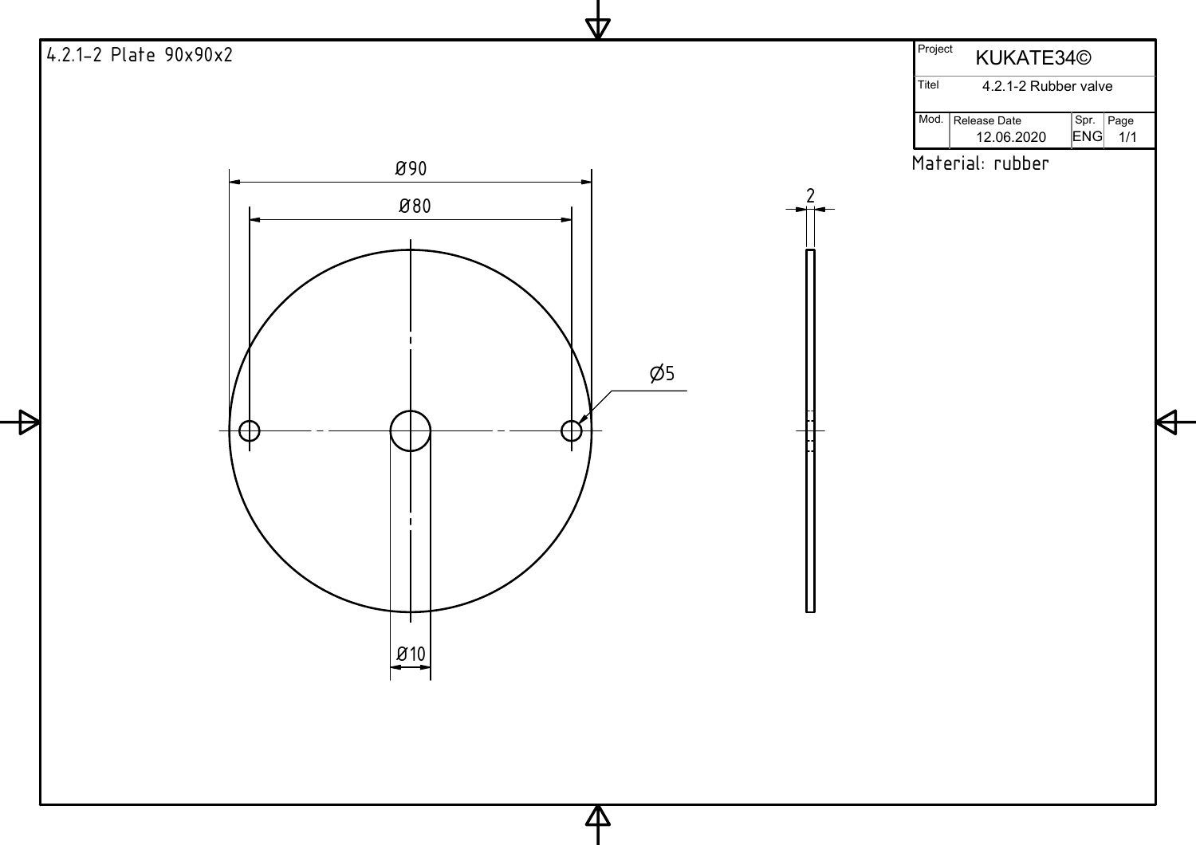4.2.1-2 Plate 90x90x2

| Project | KUKATE34© | | |
|---|---|---|---|
| Titel | 4.2.1-2 Rubber valve | | |
| Mod. | Release Date 12.06.2020 | Spr. ENG | Page 1/1 |

Material: rubber

Ø90

Ø80

Ø5

Ø10

2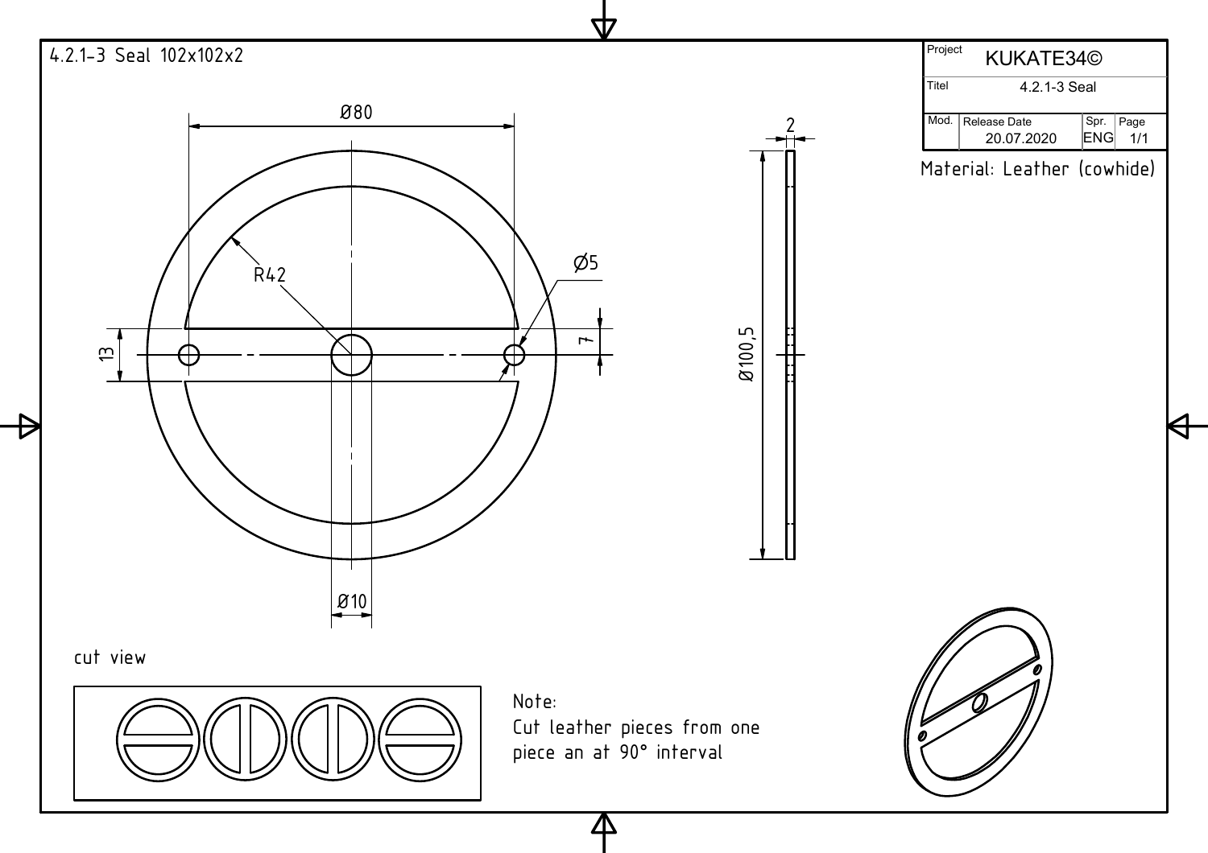4.2.1-3 Seal 102x102x2

| Project | KUKATE34© | | |
| --- | --- | --- | --- |
| Titel | 4.2.1-3 Seal | | |
| Mod. | Release Date 20.07.2020 | Spr. ENG | Page 1/1 |

Material: Leather (cowhide)

Ø80

R42

Ø5

13

7

Ø10

2

Ø100,5

cut view

Note:
Cut leather pieces from one piece an at 90° interval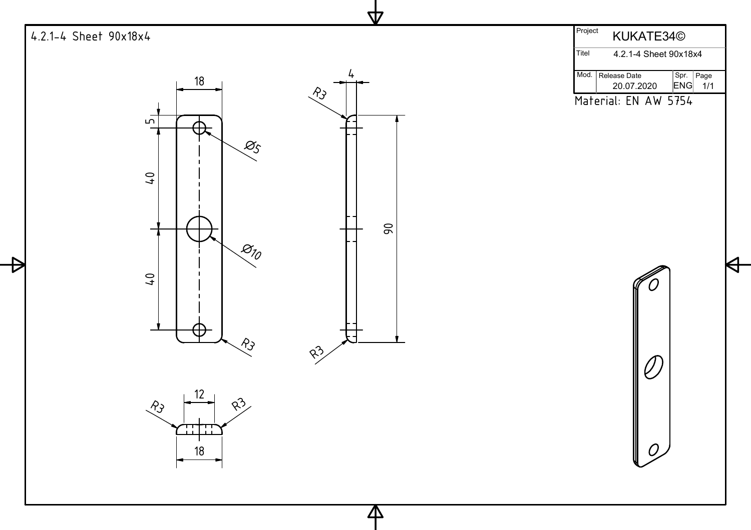4.2.1-4 Sheet 90x18x4

| Project | KUKATE34© | | |
|---|---|---|---|
| Titel | 4.2.1-4 Sheet 90x18x4 | | |
| Mod. | Release Date 20.07.2020 | Spr. ENG | Page 1/1 |

Material: EN AW 5754

18

5

40

40

Ø5

Ø10

R3

4

R3

R3

90

12

R3

R3

18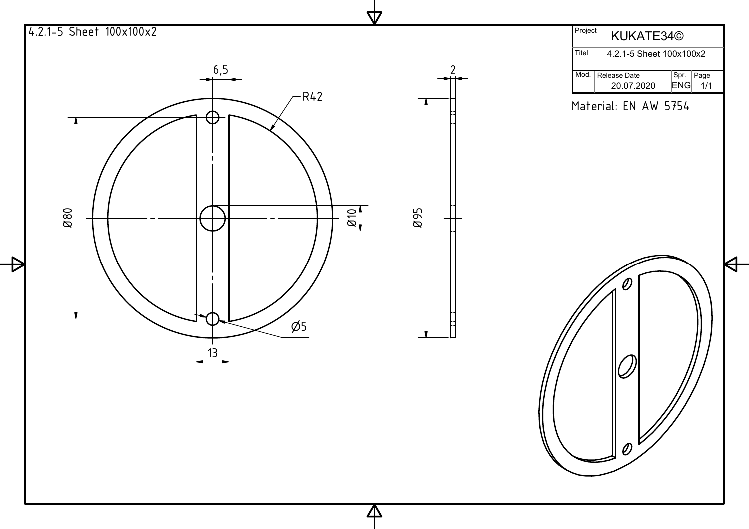4.2.1-5 Sheet 100x100x2

| Project | KUKATE34© | | |
| --- | --- | --- | --- |
| Titel | 4.2.1-5 Sheet 100x100x2 | | |
| Mod. | Release Date 20.07.2020 | Spr. ENG | Page 1/1 |

Material: EN AW 5754

6,5

R42

Ø80

Ø10

Ø5

13

2

Ø95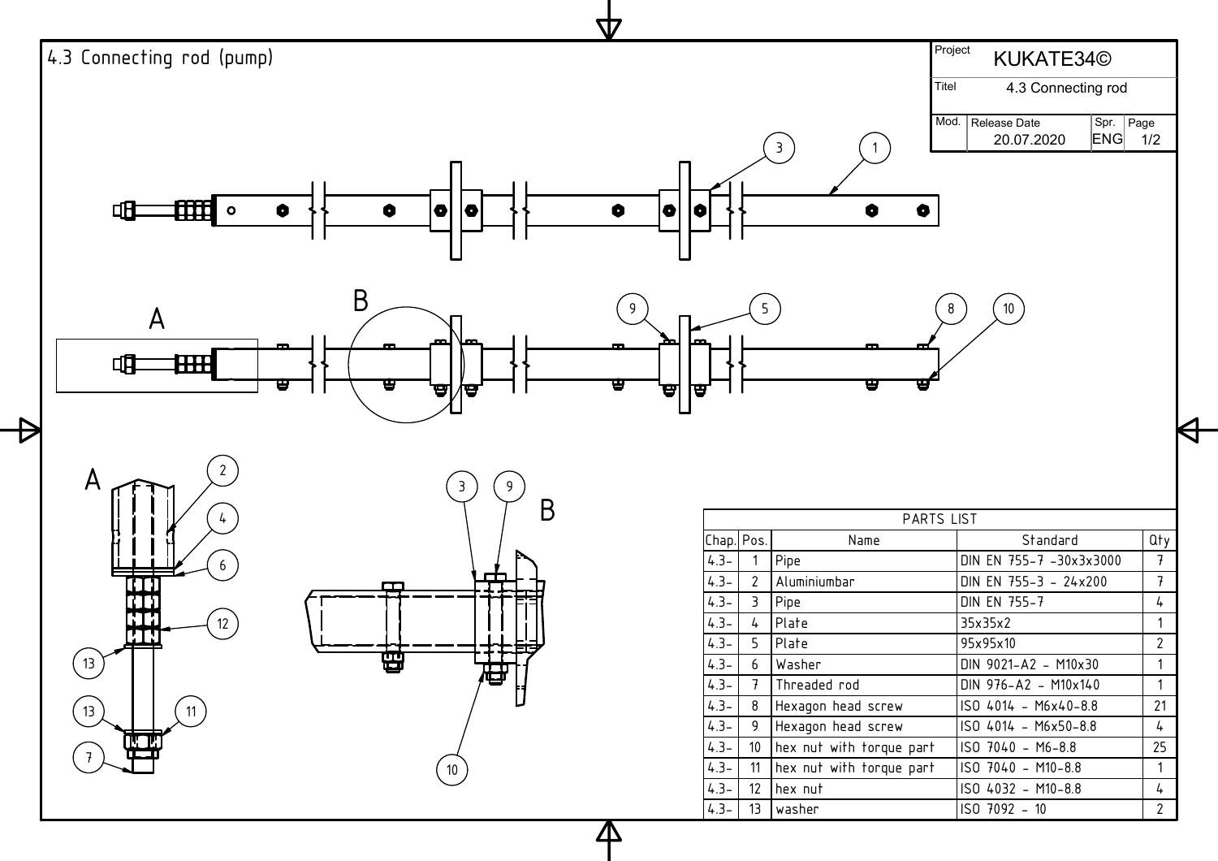# 4.3 Connecting rod (pump)

| Project | KUKATE34© | | |
|---|---|---|---|
| Titel | 4.3 Connecting rod | | |
| Mod. | Release Date 20.07.2020 | Spr. ENG | Page 1/2 |

A

B

A

B

| PARTS LIST | | | | |
|---|---|---|---|---|
| Chap. | Pos. | Name | Standard | Qty |
| 4.3- | 1 | Pipe | DIN EN 755-7 -30x3x3000 | 7 |
| 4.3- | 2 | Aluminiumbar | DIN EN 755-3 - 24x200 | 7 |
| 4.3- | 3 | Pipe | DIN EN 755-7 | 4 |
| 4.3- | 4 | Plate | 35x35x2 | 1 |
| 4.3- | 5 | Plate | 95x95x10 | 2 |
| 4.3- | 6 | Washer | DIN 9021-A2 - M10x30 | 1 |
| 4.3- | 7 | Threaded rod | DIN 976-A2 - M10x140 | 1 |
| 4.3- | 8 | Hexagon head screw | ISO 4014 - M6x40-8.8 | 21 |
| 4.3- | 9 | Hexagon head screw | ISO 4014 - M6x50-8.8 | 4 |
| 4.3- | 10 | hex nut with torque part | ISO 7040 - M6-8.8 | 25 |
| 4.3- | 11 | hex nut with torque part | ISO 7040 - M10-8.8 | 1 |
| 4.3- | 12 | hex nut | ISO 4032 - M10-8.8 | 4 |
| 4.3- | 13 | washer | ISO 7092 - 10 | 2 |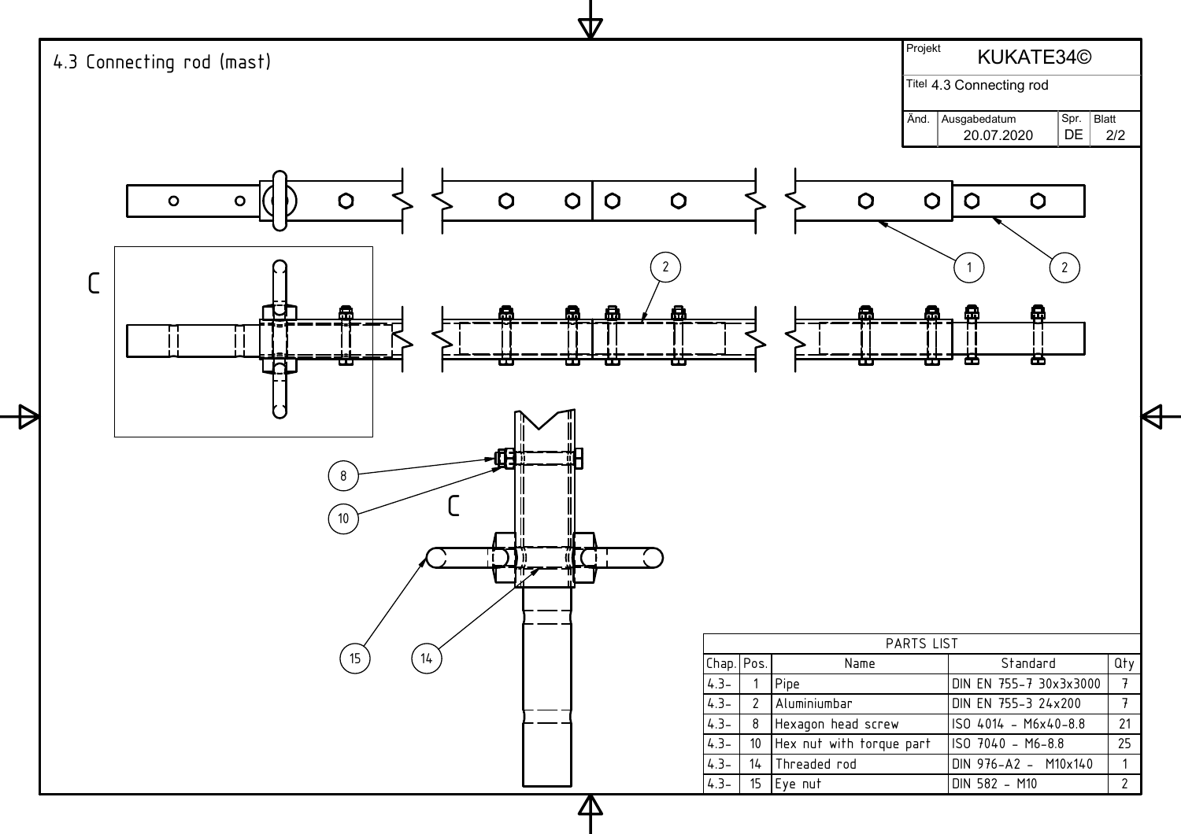# 4.3 Connecting rod (mast)

| Projekt | KUKATE34© | | |
|---|---|---|---|
| Titel | 4.3 Connecting rod | | |
| Änd. | Ausgabedatum 20.07.2020 | Spr. DE | Blatt 2/2 |

C

C

1

2

2

8

10

15

14

**PARTS LIST**

| Chap. | Pos. | Name | Standard | Qty |
|---|---|---|---|---|
| 4.3- | 1 | Pipe | DIN EN 755-7 30x3x3000 | 7 |
| 4.3- | 2 | Aluminiumbar | DIN EN 755-3 24x200 | 7 |
| 4.3- | 8 | Hexagon head screw | ISO 4014 - M6x40-8.8 | 21 |
| 4.3- | 10 | Hex nut with torque part | ISO 7040 - M6-8.8 | 25 |
| 4.3- | 14 | Threaded rod | DIN 976-A2 - M10x140 | 1 |
| 4.3- | 15 | Eye nut | DIN 582 - M10 | 2 |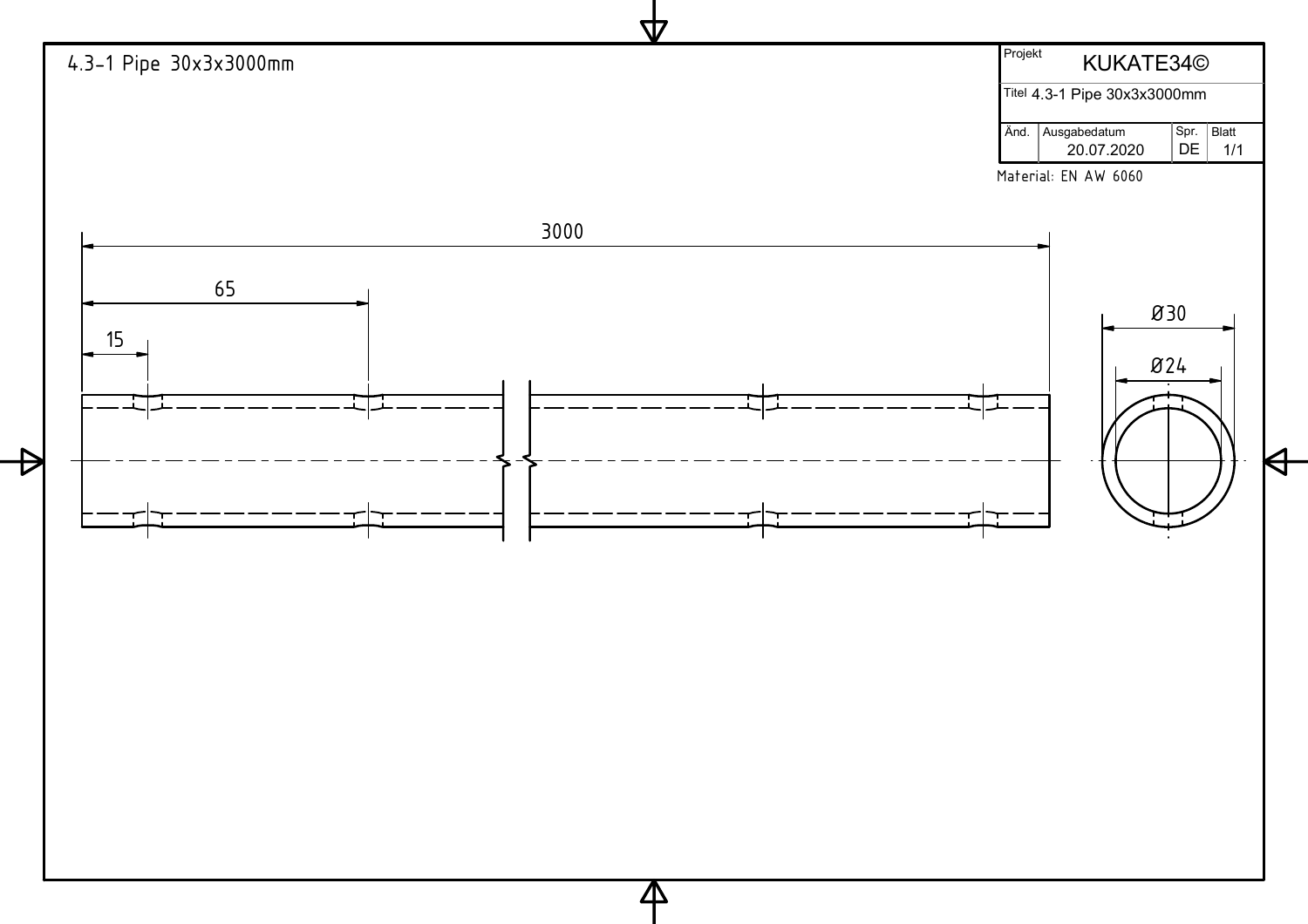4.3-1 Pipe 30x3x3000mm

| Projekt | KUKATE34© | | |
|---|---|---|---|
| Titel | 4.3-1 Pipe 30x3x3000mm | | |
| Änd. | Ausgabedatum 20.07.2020 | Spr. DE | Blatt 1/1 |

Material: EN AW 6060

3000

65

15

Ø30

Ø24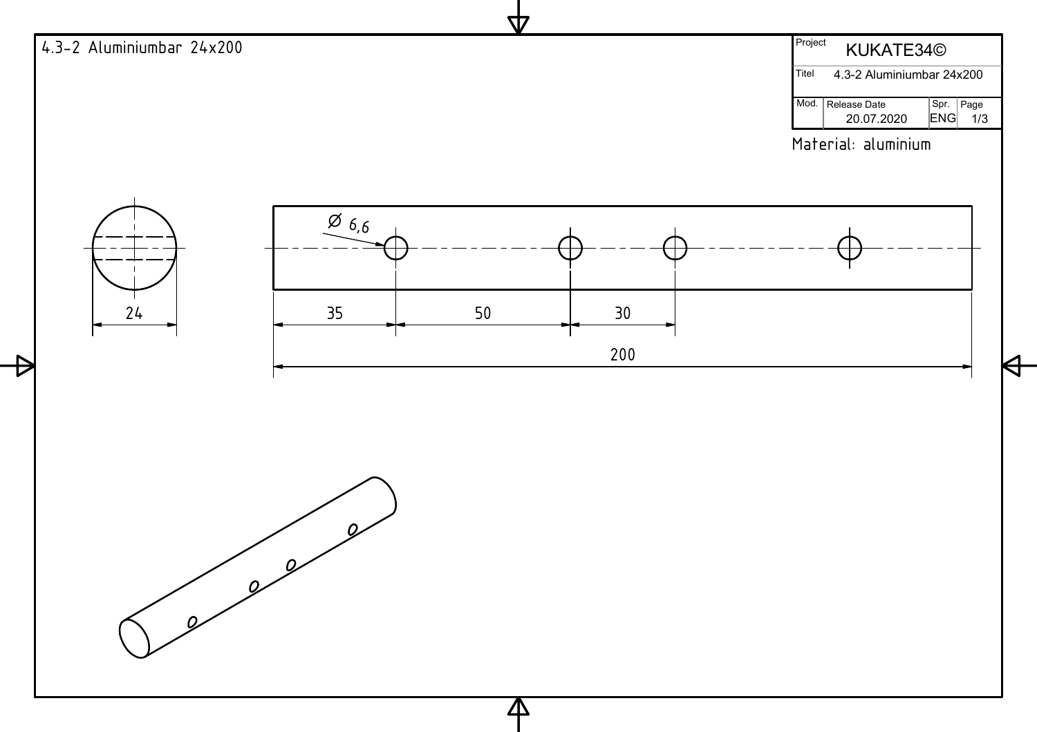4.3-2 Aluminiumbar 24x200

| Project | KUKATE34© | | |
|---|---|---|---|
| Titel | 4.3-2 Aluminiumbar 24x200 | | |
| Mod. | Release Date 20.07.2020 | Spr. ENG | Page 1/3 |

Material: aluminium

Ø 6,6

24

35 50 30

200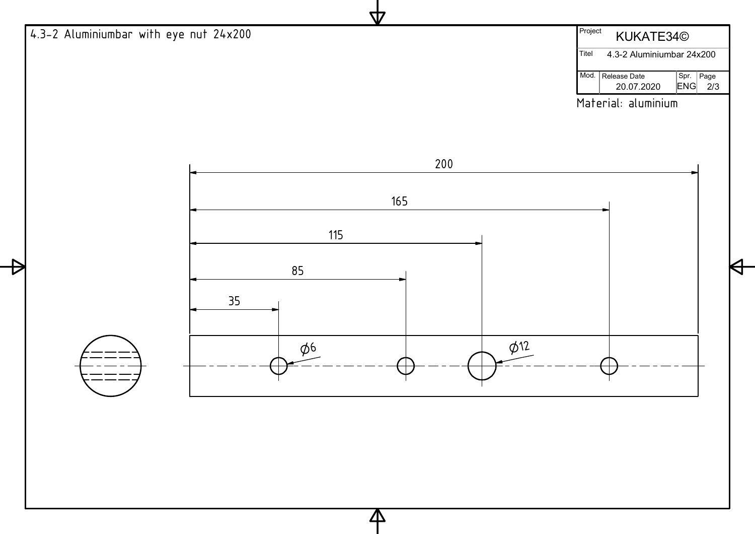4.3-2 Aluminiumbar with eye nut 24x200

| Project | KUKATE34© | | |
|---|---|---|---|
| Titel | 4.3-2 Aluminiumbar 24x200 | | |
| Mod. | Release Date 20.07.2020 | Spr. ENG | Page 2/3 |

Material: aluminium

200

165

115

85

35

Ø6

Ø12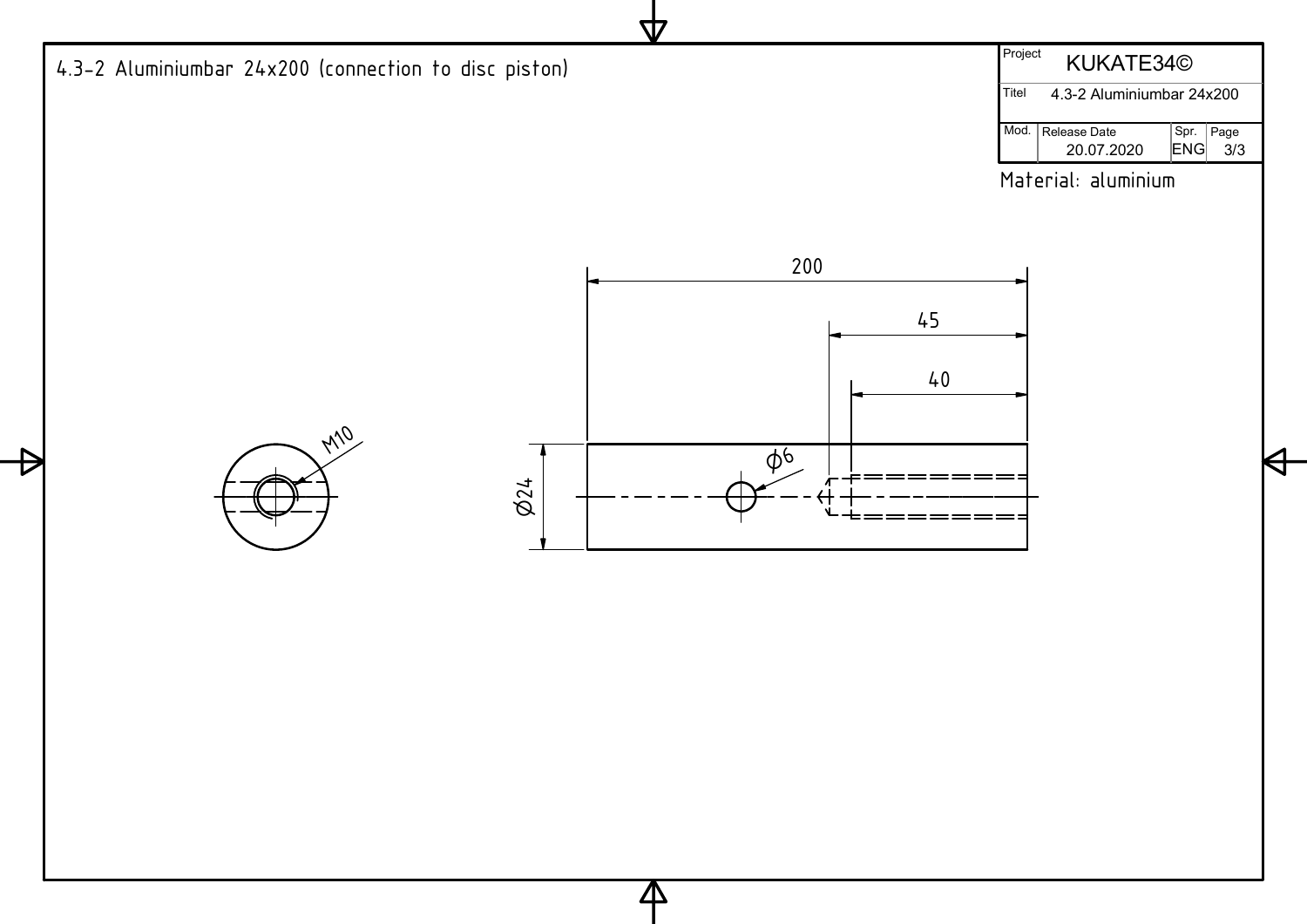# 4.3-2 Aluminiumbar 24x200 (connection to disc piston)

| Project | KUKATE34© | | |
|---|---|---|---|
| Titel | 4.3-2 Aluminiumbar 24x200 | | |
| Mod. | Release Date 20.07.2020 | Spr. ENG | Page 3/3 |

Material: aluminium

M10

200

45

40

Ø6

Ø24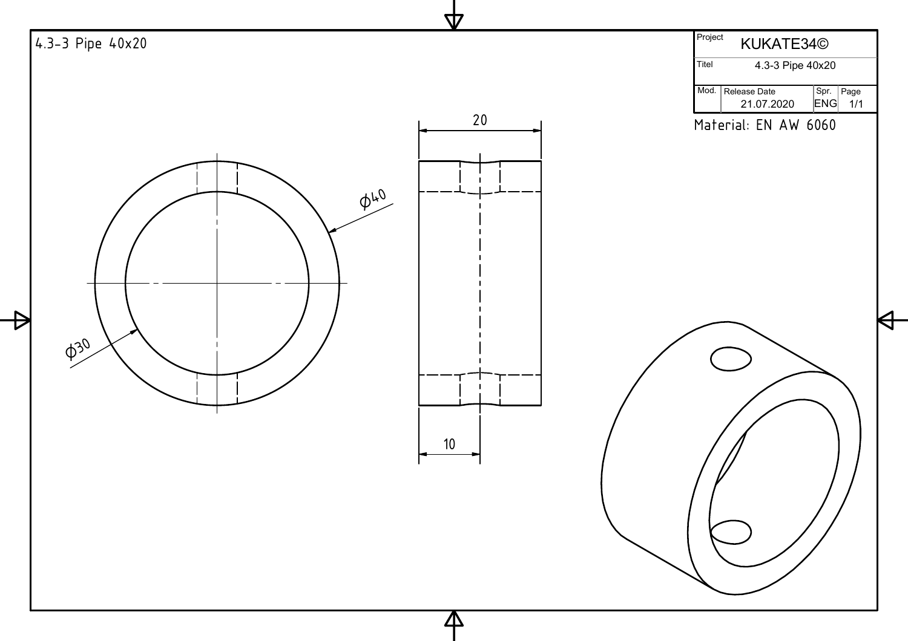4.3-3 Pipe 40x20

| Project | KUKATE34© | | |
|---|---|---|---|
| Titel | 4.3-3 Pipe 40x20 | | |
| Mod. | Release Date 21.07.2020 | Spr. ENG | Page 1/1 |

Material: EN AW 6060

20

ϕ40

ϕ30

10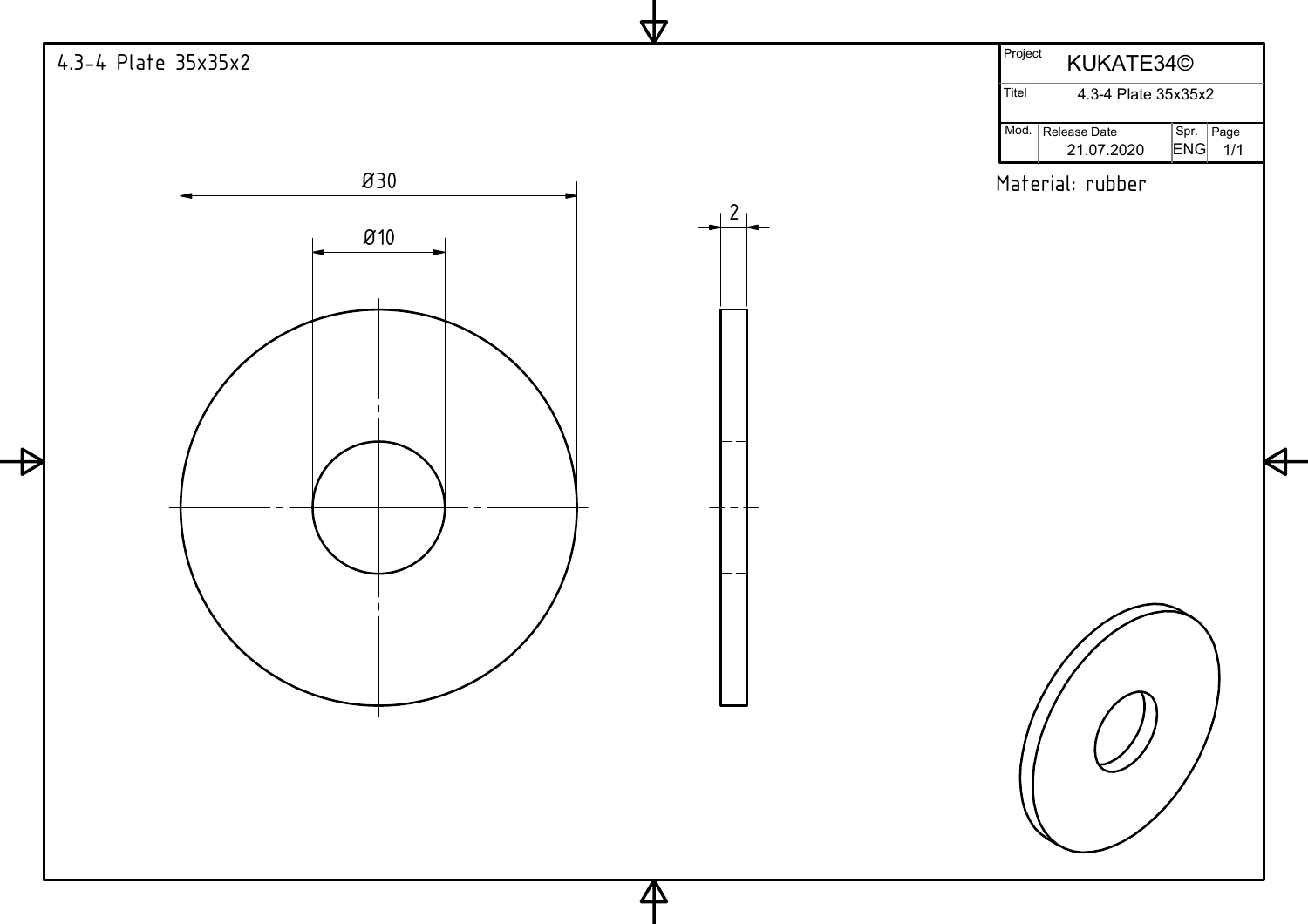4.3-4 Plate 35x35x2

| Project | KUKATE34© | | |
|---|---|---|---|
| Titel | 4.3-4 Plate 35x35x2 | | |
| Mod. | Release Date 21.07.2020 | Spr. ENG | Page 1/1 |

Material: rubber

Ø30

Ø10

2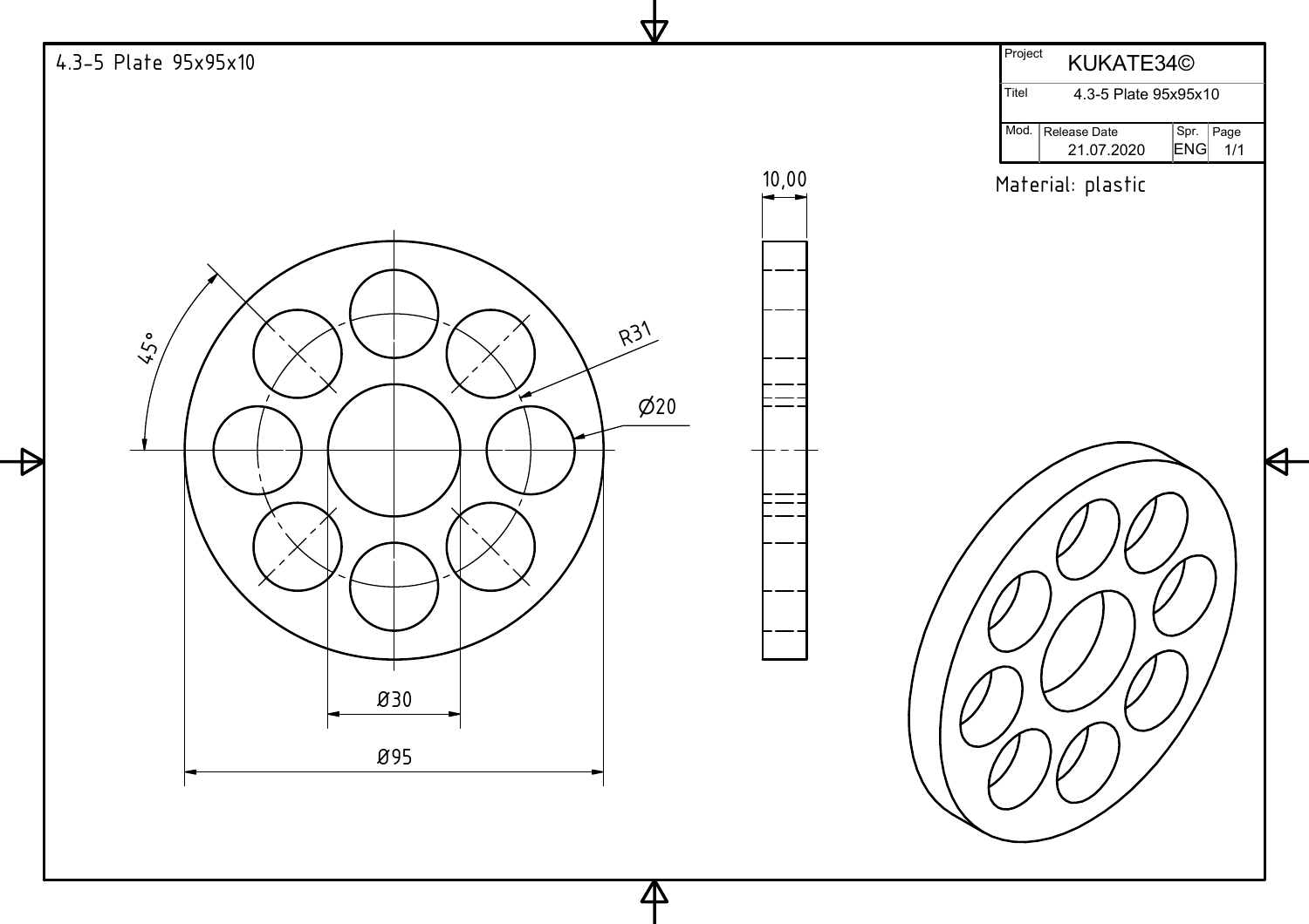4.3-5 Plate 95x95x10

| | | | |
|---|---|---|---|
| Project | KUKATE34© | | |
| Titel | 4.3-5 Plate 95x95x10 | | |
| Mod. | Release Date 21.07.2020 | Spr. ENG | Page 1/1 |

Material: plastic

45°

R31

Ø20

Ø30

Ø95

10,00